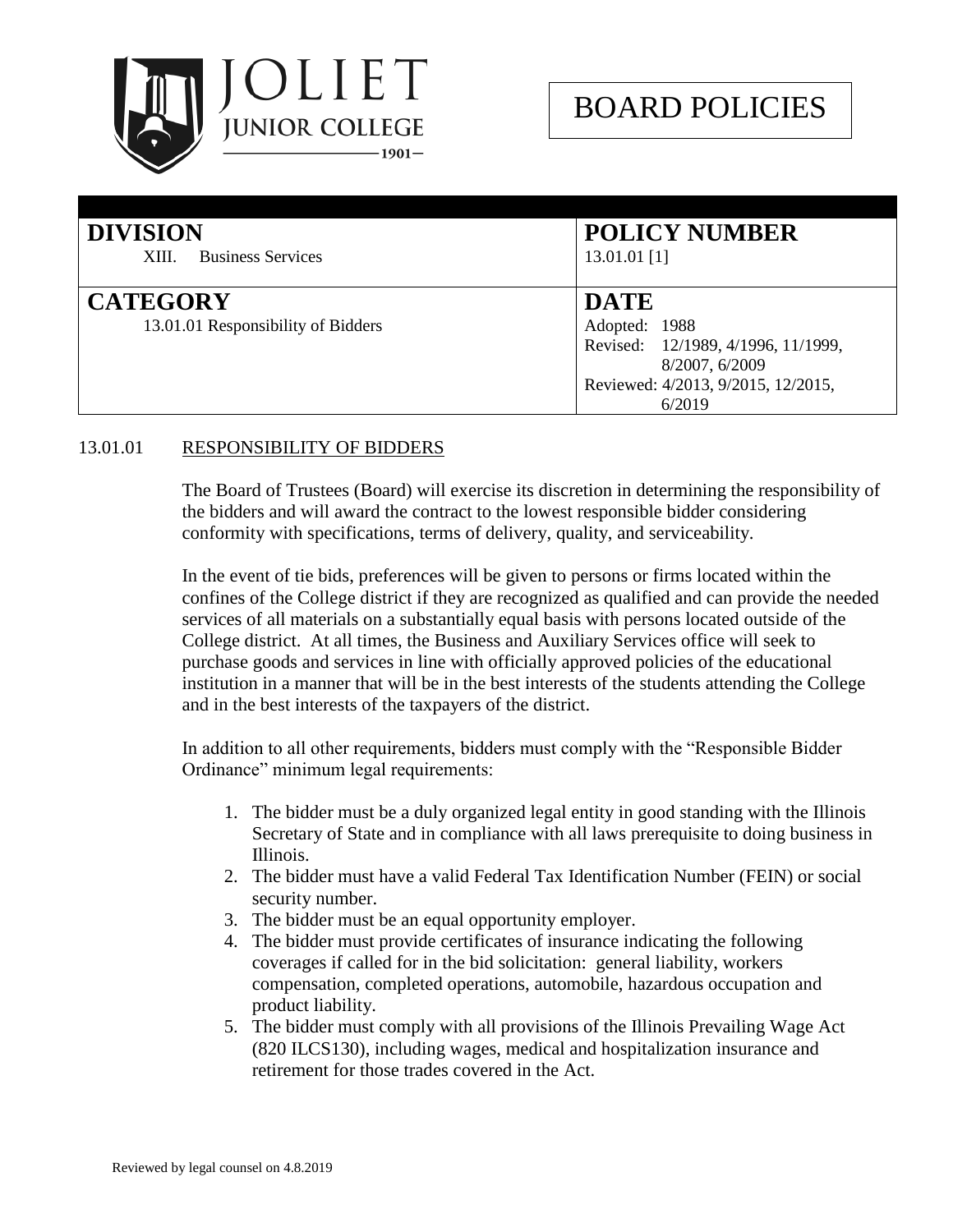JOLIET JUNIOR COLLEGE 1901

# BOARD POLICIES

| DIVISION | POLICY NUMBER |
| --- | --- |
| XIII. Business Services | 13.01.01 [1] |
| **CATEGORY** | **DATE** |
| 13.01.01 Responsibility of Bidders | Adopted: 1988<br>Revised: 12/1989, 4/1996, 11/1999, 8/2007, 6/2009<br>Reviewed: 4/2013, 9/2015, 12/2015, 6/2019 |

## 13.01.01 RESPONSIBILITY OF BIDDERS

The Board of Trustees (Board) will exercise its discretion in determining the responsibility of the bidders and will award the contract to the lowest responsible bidder considering conformity with specifications, terms of delivery, quality, and serviceability.

In the event of tie bids, preferences will be given to persons or firms located within the confines of the College district if they are recognized as qualified and can provide the needed services of all materials on a substantially equal basis with persons located outside of the College district. At all times, the Business and Auxiliary Services office will seek to purchase goods and services in line with officially approved policies of the educational institution in a manner that will be in the best interests of the students attending the College and in the best interests of the taxpayers of the district.

In addition to all other requirements, bidders must comply with the "Responsible Bidder Ordinance" minimum legal requirements:

1. The bidder must be a duly organized legal entity in good standing with the Illinois Secretary of State and in compliance with all laws prerequisite to doing business in Illinois.
2. The bidder must have a valid Federal Tax Identification Number (FEIN) or social security number.
3. The bidder must be an equal opportunity employer.
4. The bidder must provide certificates of insurance indicating the following coverages if called for in the bid solicitation: general liability, workers compensation, completed operations, automobile, hazardous occupation and product liability.
5. The bidder must comply with all provisions of the Illinois Prevailing Wage Act (820 ILCS130), including wages, medical and hospitalization insurance and retirement for those trades covered in the Act.

Reviewed by legal counsel on 4.8.2019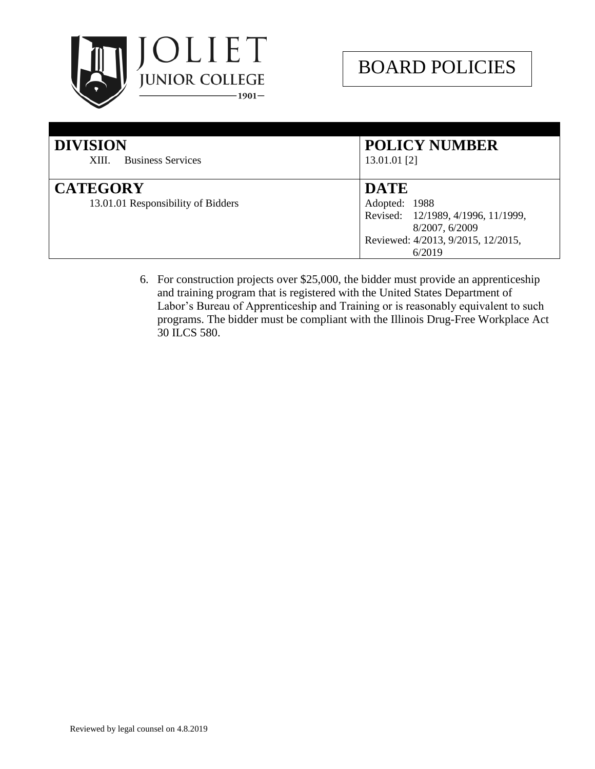BOARD POLICIES

| DIVISION | POLICY NUMBER |
| --- | --- |
| XIII. Business Services | 13.01.01 [2] |
| **CATEGORY** | **DATE** |
| 13.01.01 Responsibility of Bidders | Adopted: 1988<br>Revised: 12/1989, 4/1996, 11/1999, 8/2007, 6/2009<br>Reviewed: 4/2013, 9/2015, 12/2015, 6/2019 |

6. For construction projects over $25,000, the bidder must provide an apprenticeship and training program that is registered with the United States Department of Labor's Bureau of Apprenticeship and Training or is reasonably equivalent to such programs. The bidder must be compliant with the Illinois Drug-Free Workplace Act 30 ILCS 580.

Reviewed by legal counsel on 4.8.2019